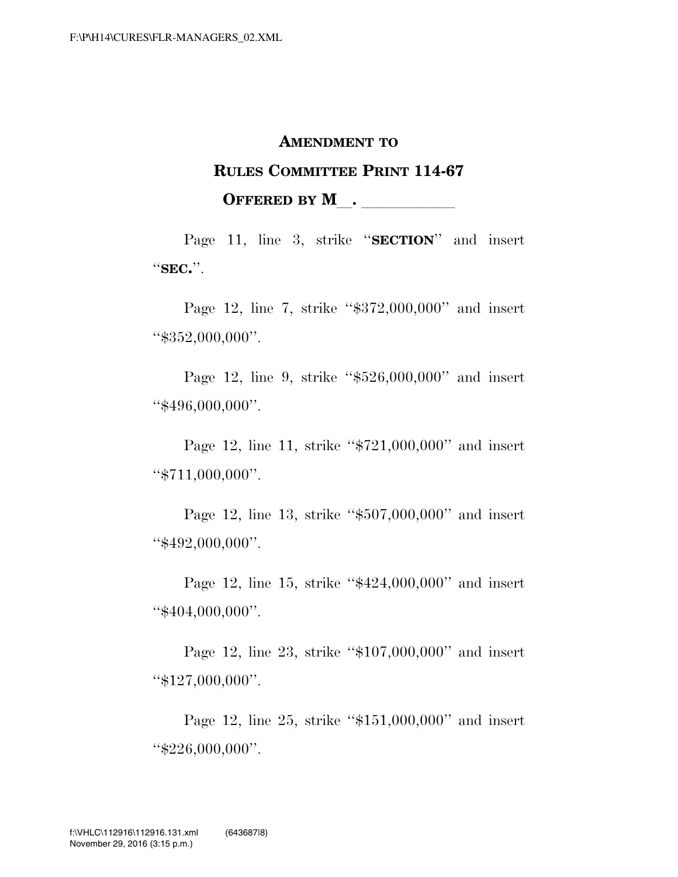# AMENDMENT TO
# RULES COMMITTEE PRINT 114-67
## OFFERED BY M__. ____________

Page 11, line 3, strike "**SECTION**" and insert "**SEC.**".

Page 12, line 7, strike "$372,000,000" and insert "$352,000,000".

Page 12, line 9, strike "$526,000,000" and insert "$496,000,000".

Page 12, line 11, strike "$721,000,000" and insert "$711,000,000".

Page 12, line 13, strike "$507,000,000" and insert "$492,000,000".

Page 12, line 15, strike "$424,000,000" and insert "$404,000,000".

Page 12, line 23, strike "$107,000,000" and insert "$127,000,000".

Page 12, line 25, strike "$151,000,000" and insert "$226,000,000".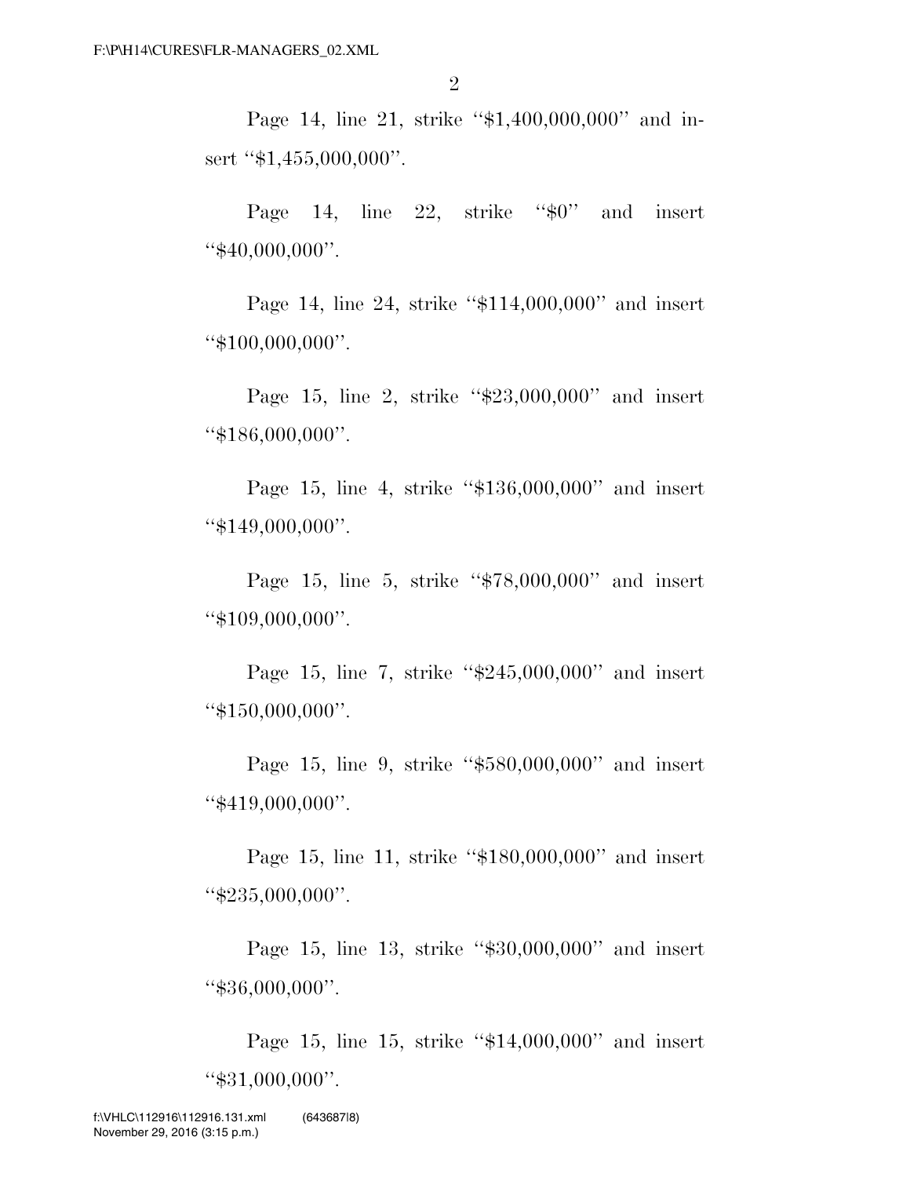Page 14, line 21, strike "$1,400,000,000" and insert "$1,455,000,000".

Page 14, line 22, strike "$0" and insert "$40,000,000".

Page 14, line 24, strike "$114,000,000" and insert "$100,000,000".

Page 15, line 2, strike "$23,000,000" and insert "$186,000,000".

Page 15, line 4, strike "$136,000,000" and insert "$149,000,000".

Page 15, line 5, strike "$78,000,000" and insert "$109,000,000".

Page 15, line 7, strike "$245,000,000" and insert "$150,000,000".

Page 15, line 9, strike "$580,000,000" and insert "$419,000,000".

Page 15, line 11, strike "$180,000,000" and insert "$235,000,000".

Page 15, line 13, strike "$30,000,000" and insert "$36,000,000".

Page 15, line 15, strike "$14,000,000" and insert "$31,000,000".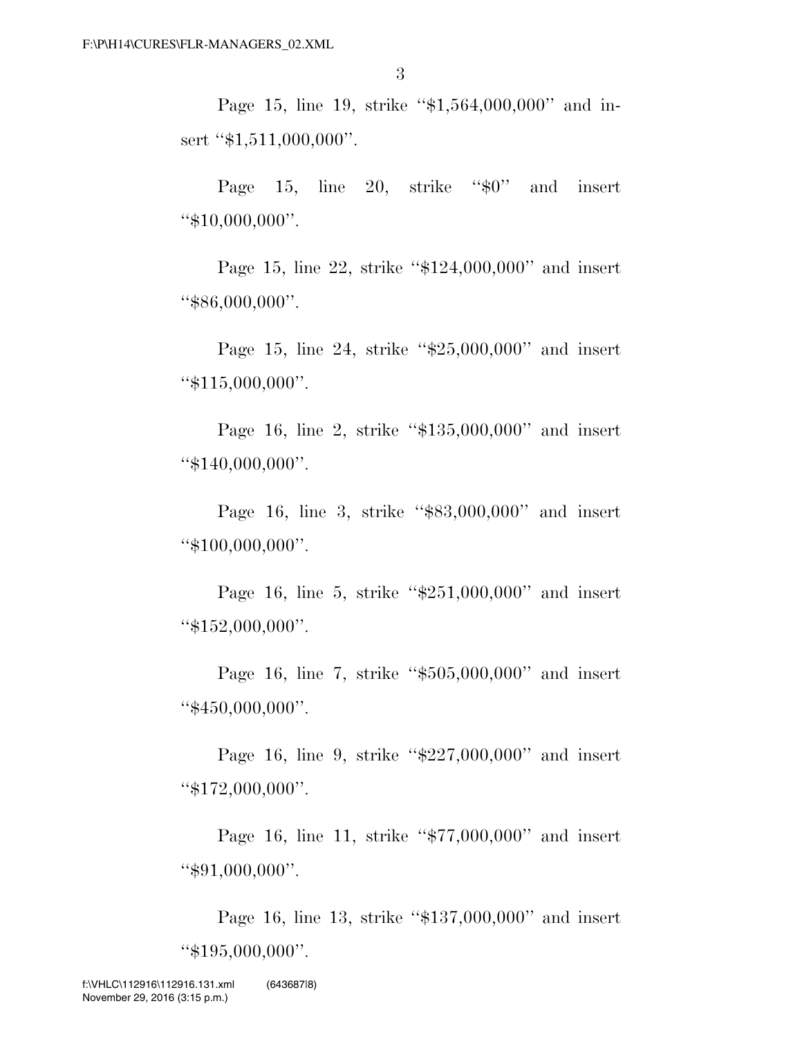Page 15, line 19, strike ‘‘$1,564,000,000’’ and insert ‘‘$1,511,000,000’’.

Page 15, line 20, strike ‘‘$0’’ and insert ‘‘$10,000,000’’.

Page 15, line 22, strike ‘‘$124,000,000’’ and insert ‘‘$86,000,000’’.

Page 15, line 24, strike ‘‘$25,000,000’’ and insert ‘‘$115,000,000’’.

Page 16, line 2, strike ‘‘$135,000,000’’ and insert ‘‘$140,000,000’’.

Page 16, line 3, strike ‘‘$83,000,000’’ and insert ‘‘$100,000,000’’.

Page 16, line 5, strike ‘‘$251,000,000’’ and insert ‘‘$152,000,000’’.

Page 16, line 7, strike ‘‘$505,000,000’’ and insert ‘‘$450,000,000’’.

Page 16, line 9, strike ‘‘$227,000,000’’ and insert ‘‘$172,000,000’’.

Page 16, line 11, strike ‘‘$77,000,000’’ and insert ‘‘$91,000,000’’.

Page 16, line 13, strike ‘‘$137,000,000’’ and insert ‘‘$195,000,000’’.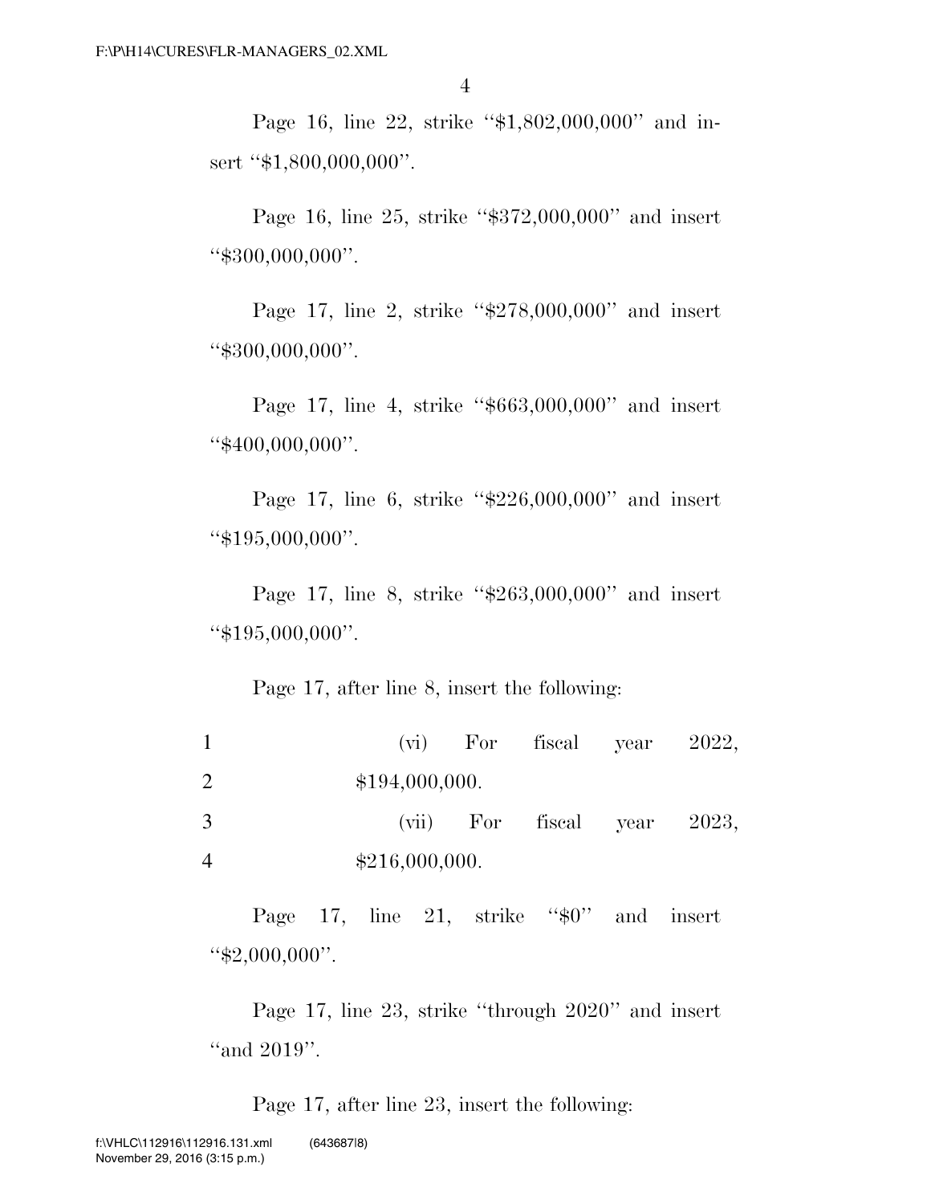Page 16, line 22, strike "$1,802,000,000" and insert "$1,800,000,000".

Page 16, line 25, strike "$372,000,000" and insert "$300,000,000".

Page 17, line 2, strike "$278,000,000" and insert "$300,000,000".

Page 17, line 4, strike "$663,000,000" and insert "$400,000,000".

Page 17, line 6, strike "$226,000,000" and insert "$195,000,000".

Page 17, line 8, strike "$263,000,000" and insert "$195,000,000".

Page 17, after line 8, insert the following:

1 (vi) For fiscal year 2022,
2 $194,000,000.
3 (vii) For fiscal year 2023,
4 $216,000,000.

Page 17, line 21, strike "$0" and insert "$2,000,000".

Page 17, line 23, strike "through 2020" and insert "and 2019".

Page 17, after line 23, insert the following: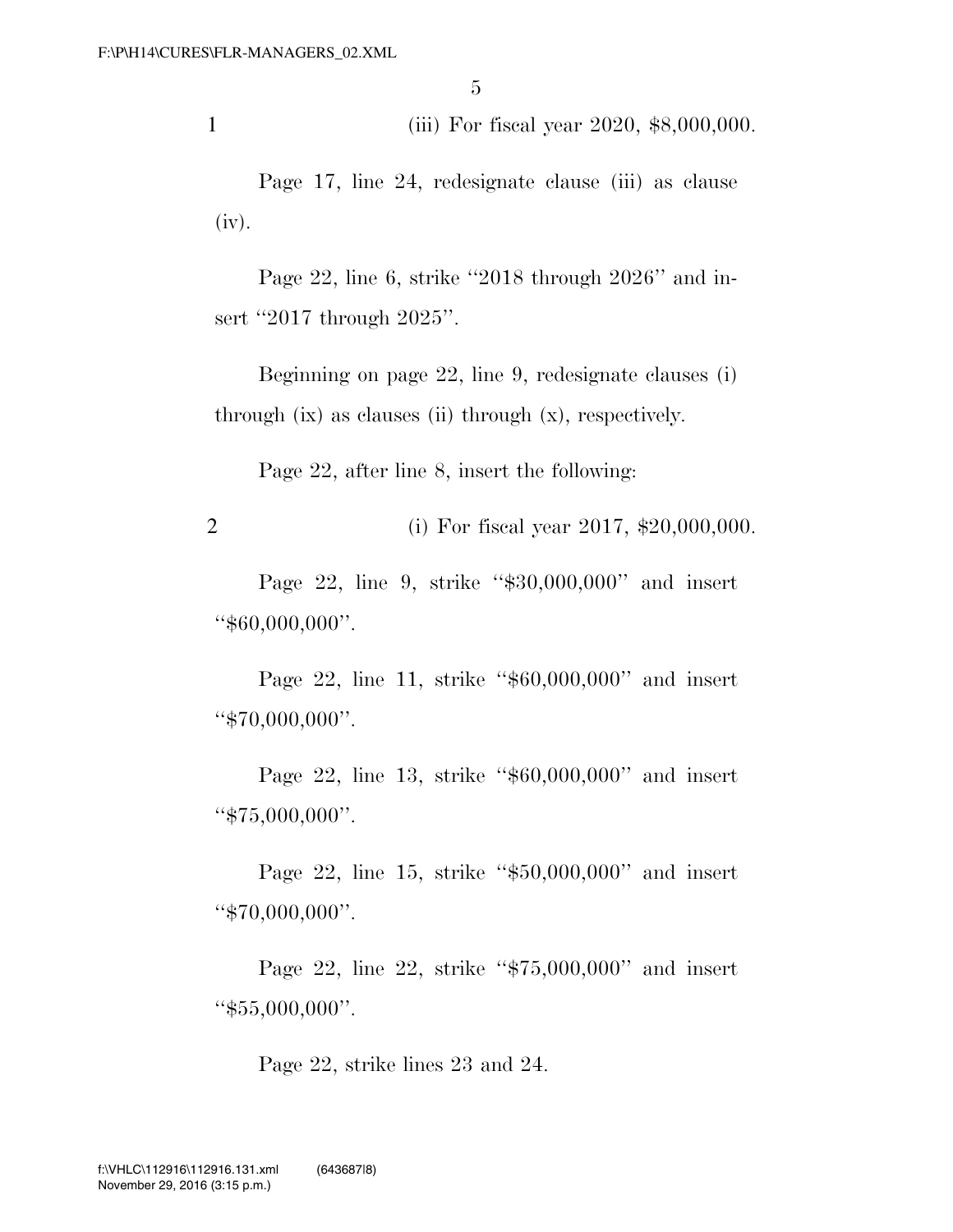1 (iii) For fiscal year 2020, $8,000,000.

Page 17, line 24, redesignate clause (iii) as clause (iv).

Page 22, line 6, strike ''2018 through 2026'' and insert ''2017 through 2025''.

Beginning on page 22, line 9, redesignate clauses (i) through (ix) as clauses (ii) through (x), respectively.

Page 22, after line 8, insert the following:

2 (i) For fiscal year 2017, $20,000,000.

Page 22, line 9, strike ''$30,000,000'' and insert ''$60,000,000''.

Page 22, line 11, strike ''$60,000,000'' and insert ''$70,000,000''.

Page 22, line 13, strike ''$60,000,000'' and insert ''$75,000,000''.

Page 22, line 15, strike ''$50,000,000'' and insert ''$70,000,000''.

Page 22, line 22, strike ''$75,000,000'' and insert ''$55,000,000''.

Page 22, strike lines 23 and 24.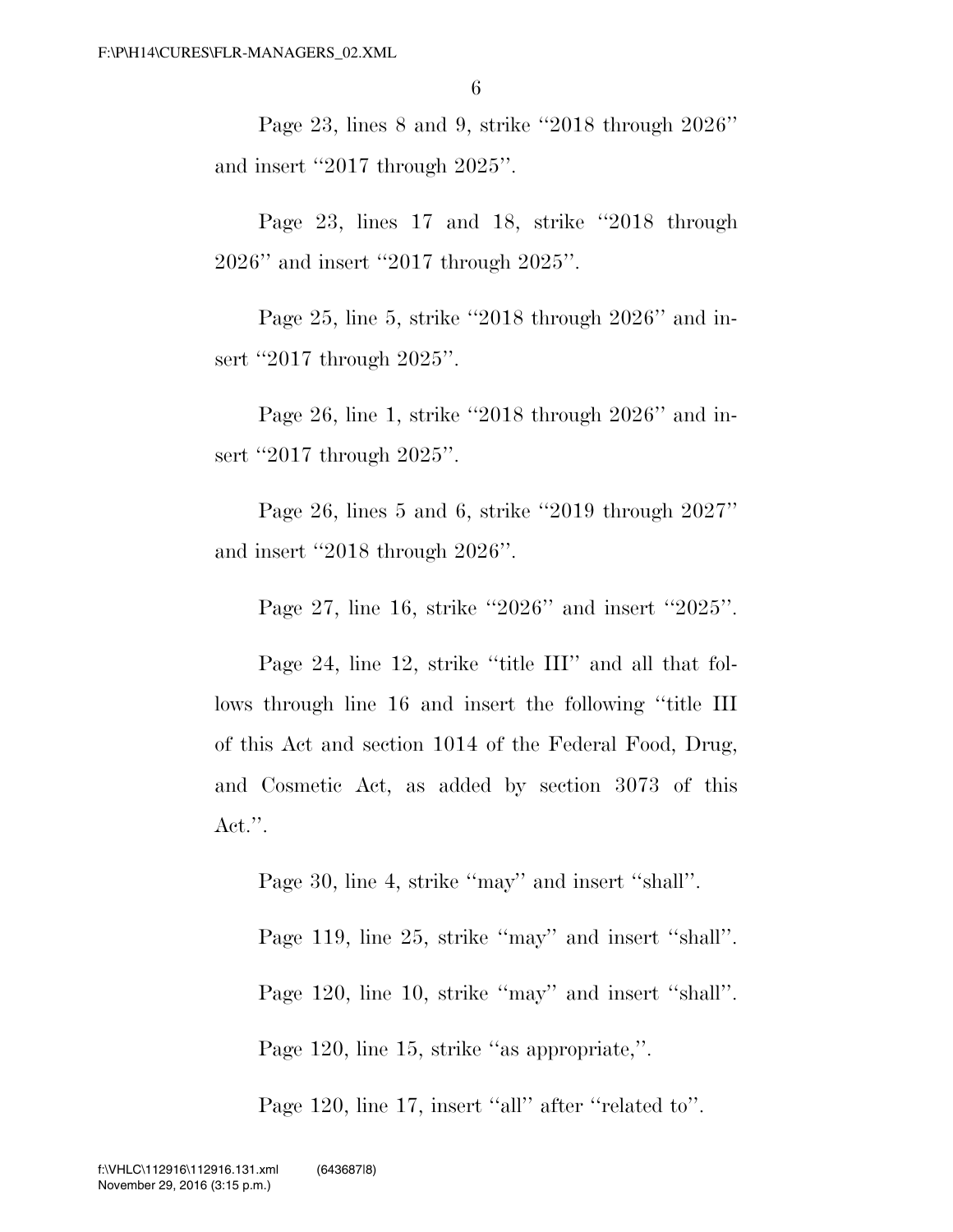Page 23, lines 8 and 9, strike ''2018 through 2026'' and insert ''2017 through 2025''.

Page 23, lines 17 and 18, strike ''2018 through 2026'' and insert ''2017 through 2025''.

Page 25, line 5, strike ''2018 through 2026'' and insert ''2017 through 2025''.

Page 26, line 1, strike ''2018 through 2026'' and insert ''2017 through 2025''.

Page 26, lines 5 and 6, strike ''2019 through 2027'' and insert ''2018 through 2026''.

Page 27, line 16, strike ''2026'' and insert ''2025''.

Page 24, line 12, strike ''title III'' and all that follows through line 16 and insert the following ''title III of this Act and section 1014 of the Federal Food, Drug, and Cosmetic Act, as added by section 3073 of this Act.''.

Page 30, line 4, strike ''may'' and insert ''shall''.

Page 119, line 25, strike ''may'' and insert ''shall''.

Page 120, line 10, strike ''may'' and insert ''shall''.

Page 120, line 15, strike ''as appropriate,''.

Page 120, line 17, insert ''all'' after ''related to''.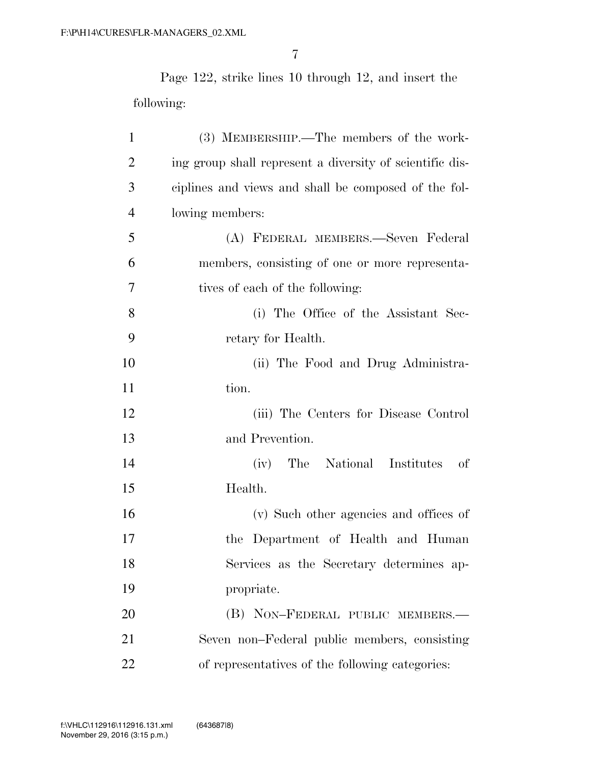Page 122, strike lines 10 through 12, and insert the following:

(3) MEMBERSHIP.—The members of the working group shall represent a diversity of scientific disciplines and views and shall be composed of the following members:

(A) FEDERAL MEMBERS.—Seven Federal members, consisting of one or more representatives of each of the following:

(i) The Office of the Assistant Secretary for Health.

(ii) The Food and Drug Administration.

(iii) The Centers for Disease Control and Prevention.

(iv) The National Institutes of Health.

(v) Such other agencies and offices of the Department of Health and Human Services as the Secretary determines appropriate.

(B) NON–FEDERAL PUBLIC MEMBERS.—Seven non–Federal public members, consisting of representatives of the following categories: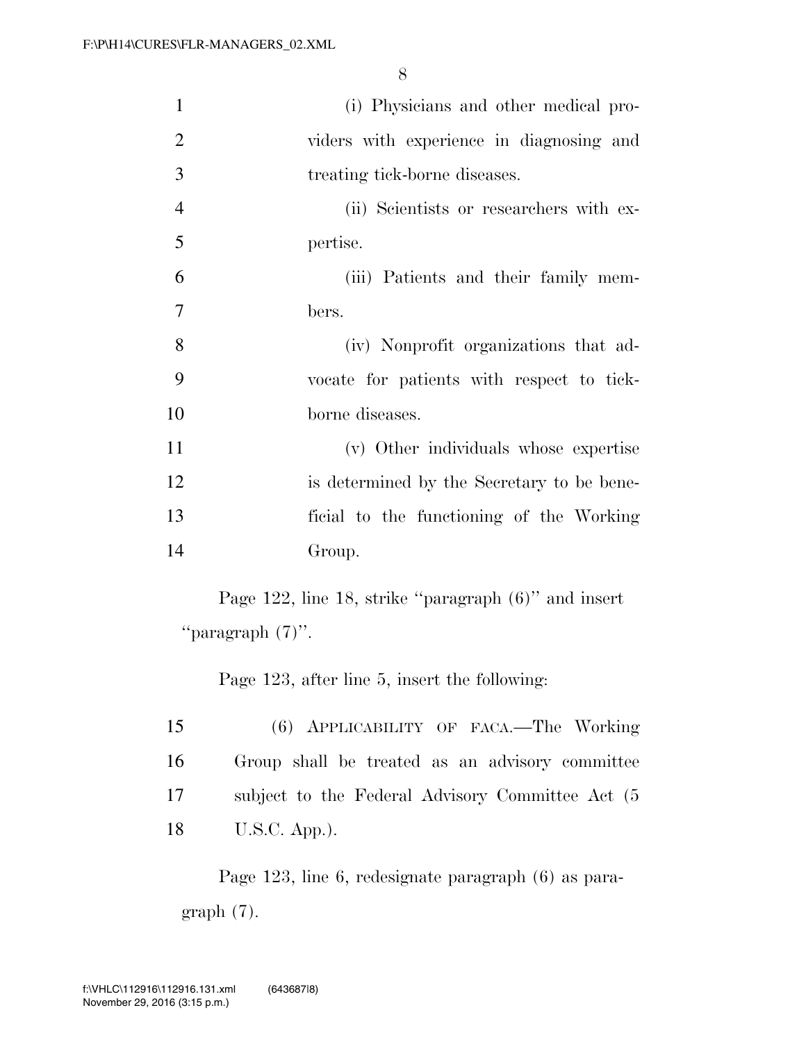(i) Physicians and other medical providers with experience in diagnosing and treating tick-borne diseases.

(ii) Scientists or researchers with expertise.

(iii) Patients and their family members.

(iv) Nonprofit organizations that advocate for patients with respect to tick-borne diseases.

(v) Other individuals whose expertise is determined by the Secretary to be beneficial to the functioning of the Working Group.

Page 122, line 18, strike "paragraph (6)" and insert "paragraph (7)".

Page 123, after line 5, insert the following:

(6) APPLICABILITY OF FACA.—The Working Group shall be treated as an advisory committee subject to the Federal Advisory Committee Act (5 U.S.C. App.).

Page 123, line 6, redesignate paragraph (6) as paragraph (7).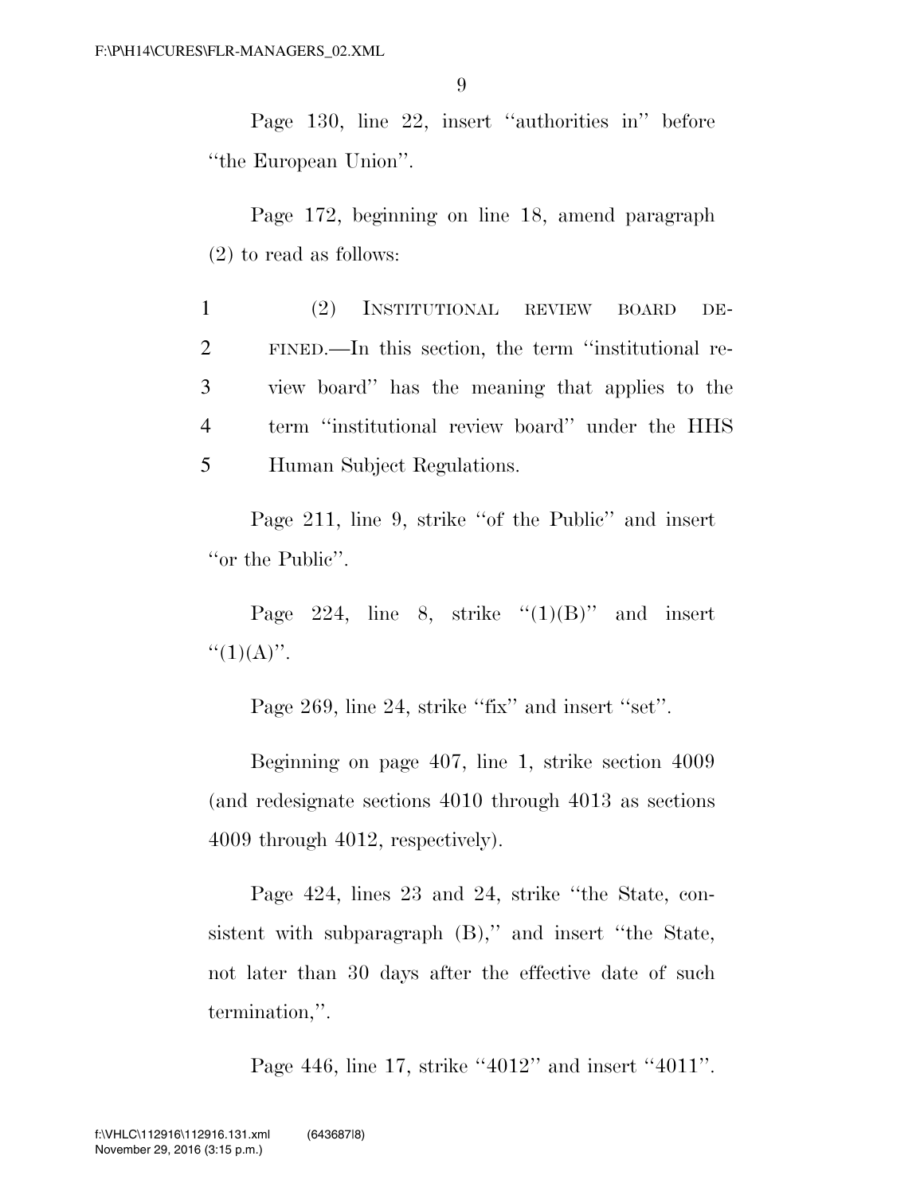Page 130, line 22, insert ''authorities in'' before ''the European Union''.

Page 172, beginning on line 18, amend paragraph (2) to read as follows:

1 (2) INSTITUTIONAL REVIEW BOARD DE-
2 FINED.—In this section, the term ''institutional re-
3 view board'' has the meaning that applies to the
4 term ''institutional review board'' under the HHS
5 Human Subject Regulations.

Page 211, line 9, strike ''of the Public'' and insert ''or the Public''.

Page 224, line 8, strike ''(1)(B)'' and insert ''(1)(A)''.

Page 269, line 24, strike ''fix'' and insert ''set''.

Beginning on page 407, line 1, strike section 4009 (and redesignate sections 4010 through 4013 as sections 4009 through 4012, respectively).

Page 424, lines 23 and 24, strike ''the State, consistent with subparagraph (B),'' and insert ''the State, not later than 30 days after the effective date of such termination,''.

Page 446, line 17, strike ''4012'' and insert ''4011''.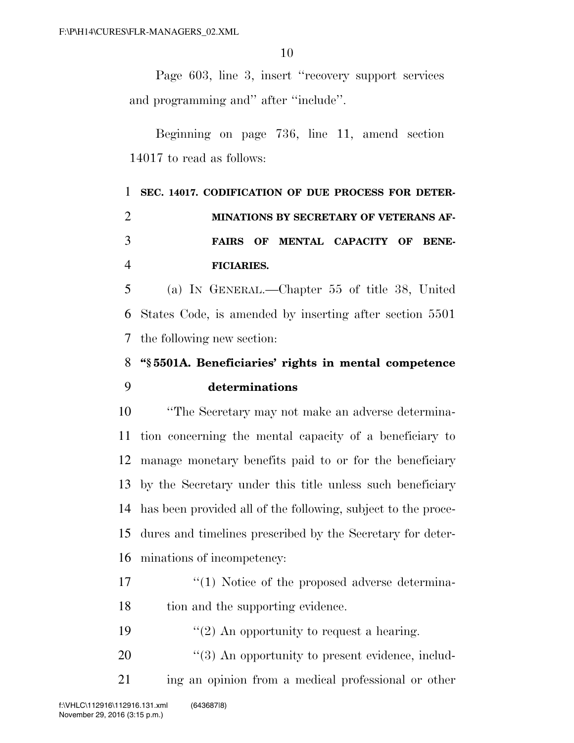Page 603, line 3, insert "recovery support services and programming and" after "include".

Beginning on page 736, line 11, amend section 14017 to read as follows:

**SEC. 14017. CODIFICATION OF DUE PROCESS FOR DETERMINATIONS BY SECRETARY OF VETERANS AFFAIRS OF MENTAL CAPACITY OF BENEFICIARIES.**

(a) IN GENERAL.—Chapter 55 of title 38, United States Code, is amended by inserting after section 5501 the following new section:

**"§ 5501A. Beneficiaries' rights in mental competence determinations**

"The Secretary may not make an adverse determination concerning the mental capacity of a beneficiary to manage monetary benefits paid to or for the beneficiary by the Secretary under this title unless such beneficiary has been provided all of the following, subject to the procedures and timelines prescribed by the Secretary for determinations of incompetency:

"(1) Notice of the proposed adverse determination and the supporting evidence.

"(2) An opportunity to request a hearing.

"(3) An opportunity to present evidence, including an opinion from a medical professional or other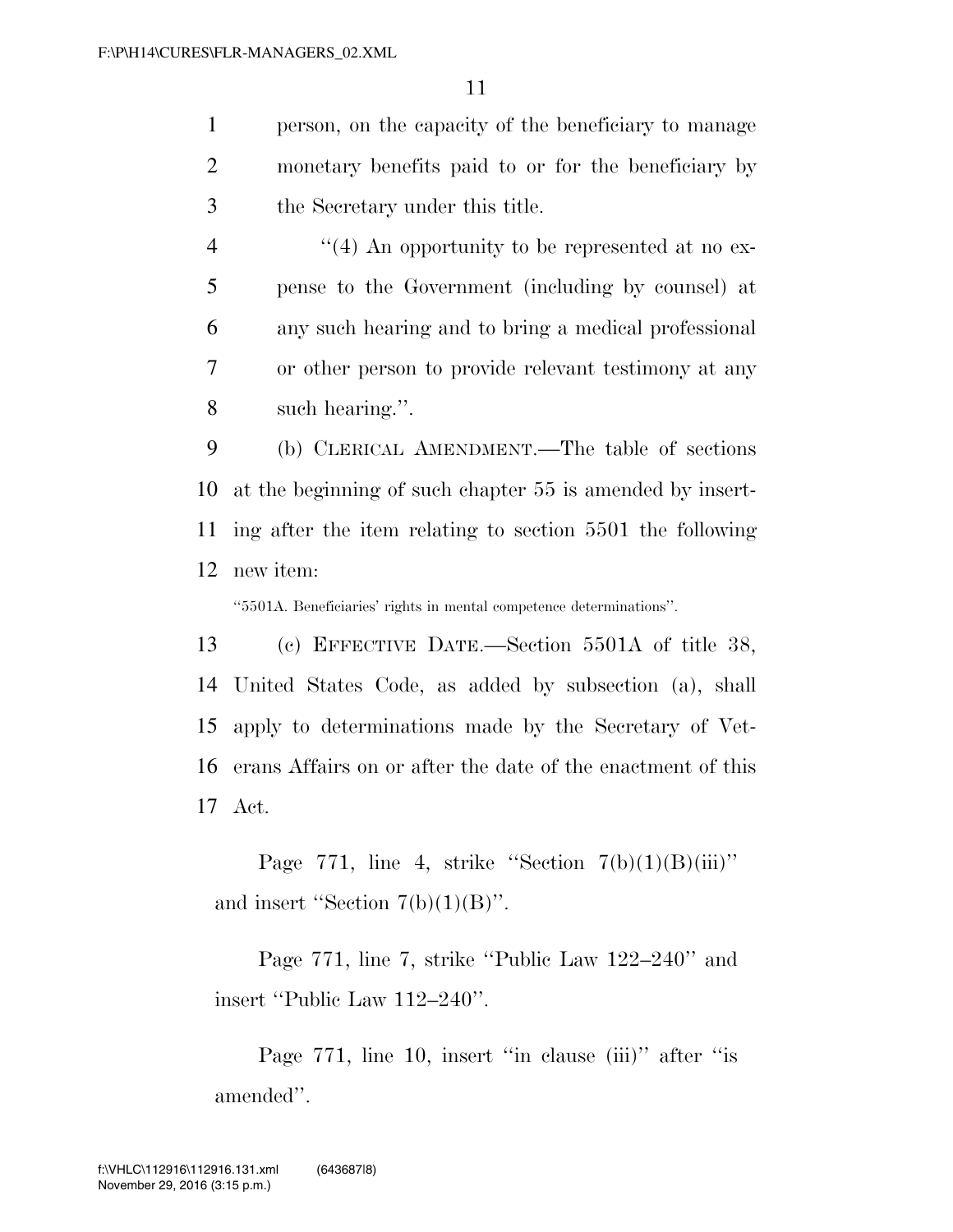person, on the capacity of the beneficiary to manage monetary benefits paid to or for the beneficiary by the Secretary under this title.

''(4) An opportunity to be represented at no expense to the Government (including by counsel) at any such hearing and to bring a medical professional or other person to provide relevant testimony at any such hearing.''.

(b) CLERICAL AMENDMENT.—The table of sections at the beginning of such chapter 55 is amended by inserting after the item relating to section 5501 the following new item:

''5501A. Beneficiaries' rights in mental competence determinations''.

(c) EFFECTIVE DATE.—Section 5501A of title 38, United States Code, as added by subsection (a), shall apply to determinations made by the Secretary of Veterans Affairs on or after the date of the enactment of this Act.

Page 771, line 4, strike ''Section 7(b)(1)(B)(iii)'' and insert ''Section 7(b)(1)(B)''.

Page 771, line 7, strike ''Public Law 122–240'' and insert ''Public Law 112–240''.

Page 771, line 10, insert ''in clause (iii)'' after ''is amended''.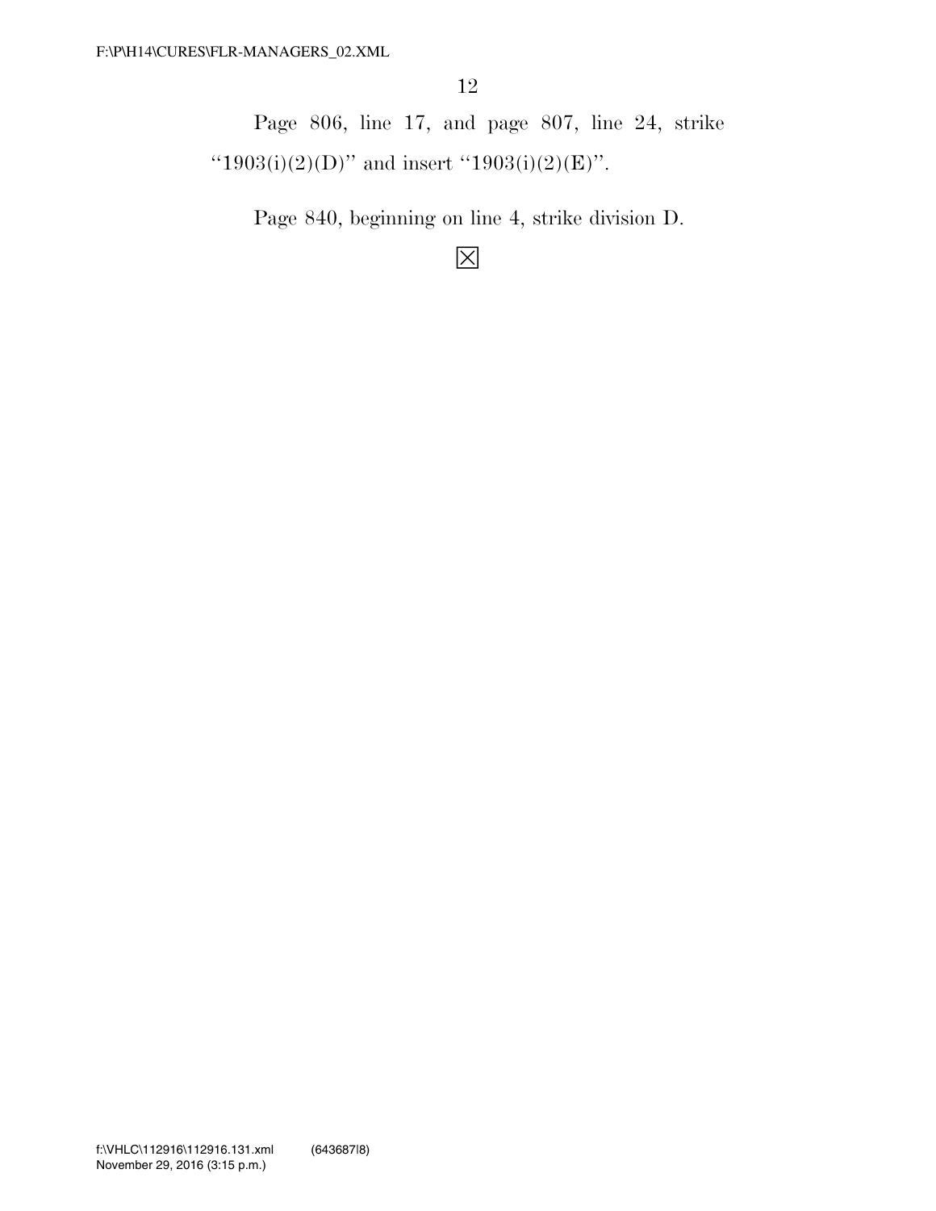Page 806, line 17, and page 807, line 24, strike "1903(i)(2)(D)" and insert "1903(i)(2)(E)".

Page 840, beginning on line 4, strike division D.

☒